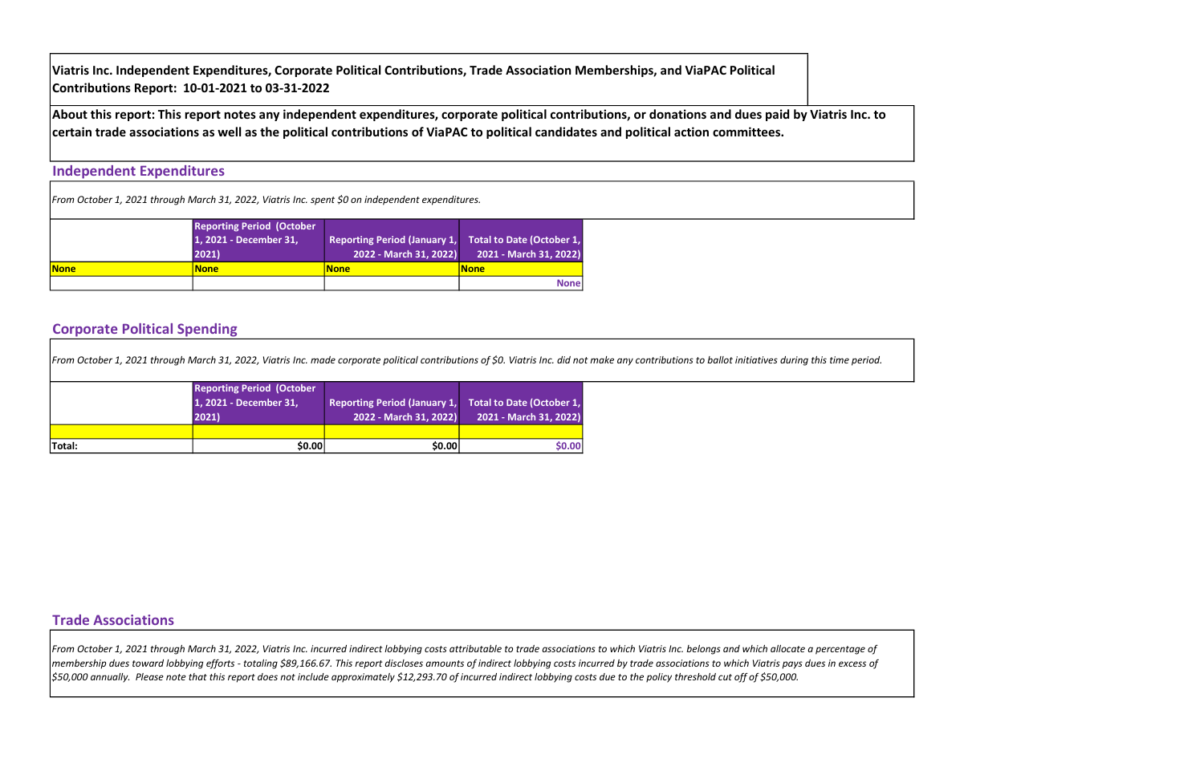**Viatris Inc. Independent Expenditures, Corporate Political Contributions, Trade Association Memberships, and ViaPAC Political Contributions Report: 10-01-2021 to 03-31-2022**

**About this report: This report notes any independent expenditures, corporate political contributions, or donations and dues paid by Viatris Inc. to certain trade associations as well as the political contributions of ViaPAC to political candidates and political action committees.**

## Independent Expenditures

*From October 1, 2021 through March 31, 2022, Viatris Inc. spent $0 on independent expenditures.*

| | Reporting Period (October 1, 2021 - December 31, 2021) | Reporting Period (January 1, 2022 - March 31, 2022) | Total to Date (October 1, 2021 - March 31, 2022) |
|---|---|---|---|
| None | None | None | None |
| | | | None |

## Corporate Political Spending

*From October 1, 2021 through March 31, 2022, Viatris Inc. made corporate political contributions of $0. Viatris Inc. did not make any contributions to ballot initiatives during this time period.*

| | Reporting Period (October 1, 2021 - December 31, 2021) | Reporting Period (January 1, 2022 - March 31, 2022) | Total to Date (October 1, 2021 - March 31, 2022) |
|---|---|---|---|
| | | | |
| Total: | $0.00 | $0.00 | $0.00 |

## Trade Associations

*From October 1, 2021 through March 31, 2022, Viatris Inc. incurred indirect lobbying costs attributable to trade associations to which Viatris Inc. belongs and which allocate a percentage of membership dues toward lobbying efforts - totaling $89,166.67. This report discloses amounts of indirect lobbying costs incurred by trade associations to which Viatris pays dues in excess of $50,000 annually. Please note that this report does not include approximately $12,293.70 of incurred indirect lobbying costs due to the policy threshold cut off of $50,000.*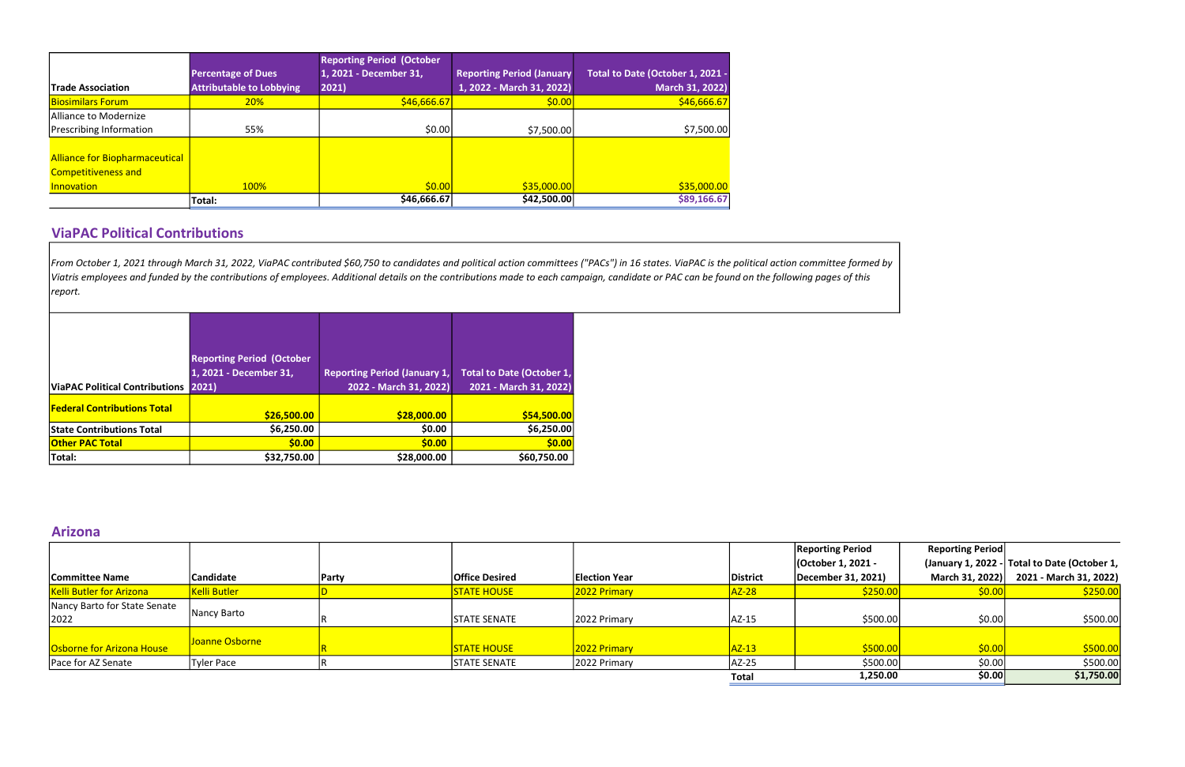| Trade Association | Percentage of Dues Attributable to Lobbying | Reporting Period (October 1, 2021 - December 31, 2021) | Reporting Period (January 1, 2022 - March 31, 2022) | Total to Date (October 1, 2021 - March 31, 2022) |
|---|---|---|---|---|
| Biosimilars Forum | 20% | $46,666.67 | $0.00 | $46,666.67 |
| Alliance to Modernize Prescribing Information | 55% | $0.00 | $7,500.00 | $7,500.00 |
| Alliance for Biopharmaceutical Competitiveness and Innovation | 100% | $0.00 | $35,000.00 | $35,000.00 |
| | Total: | $46,666.67 | $42,500.00 | $89,166.67 |

## ViaPAC Political Contributions

*From October 1, 2021 through March 31, 2022, ViaPAC contributed $60,750 to candidates and political action committees ("PACs") in 16 states. ViaPAC is the political action committee formed by Viatris employees and funded by the contributions of employees. Additional details on the contributions made to each campaign, candidate or PAC can be found on the following pages of this report.*

| ViaPAC Political Contributions | Reporting Period (October 1, 2021 - December 31, 2021) | Reporting Period (January 1, 2022 - March 31, 2022) | Total to Date (October 1, 2021 - March 31, 2022) |
|---|---|---|---|
| **Federal Contributions Total** | $26,500.00 | $28,000.00 | $54,500.00 |
| **State Contributions Total** | $6,250.00 | $0.00 | $6,250.00 |
| **Other PAC Total** | $0.00 | $0.00 | $0.00 |
| **Total:** | $32,750.00 | $28,000.00 | $60,750.00 |

## Arizona

| Committee Name | Candidate | Party | Office Desired | Election Year | District | Reporting Period (October 1, 2021 - December 31, 2021) | Reporting Period (January 1, 2022 - March 31, 2022) | Total to Date (October 1, 2021 - March 31, 2022) |
|---|---|---|---|---|---|---|---|---|
| Kelli Butler for Arizona | Kelli Butler | D | STATE HOUSE | 2022 Primary | AZ-28 | $250.00 | $0.00 | $250.00 |
| Nancy Barto for State Senate 2022 | Nancy Barto | R | STATE SENATE | 2022 Primary | AZ-15 | $500.00 | $0.00 | $500.00 |
| Osborne for Arizona House | Joanne Osborne | R | STATE HOUSE | 2022 Primary | AZ-13 | $500.00 | $0.00 | $500.00 |
| Pace for AZ Senate | Tyler Pace | R | STATE SENATE | 2022 Primary | AZ-25 | $500.00 | $0.00 | $500.00 |
| | | | | | Total | 1,250.00 | $0.00 | $1,750.00 |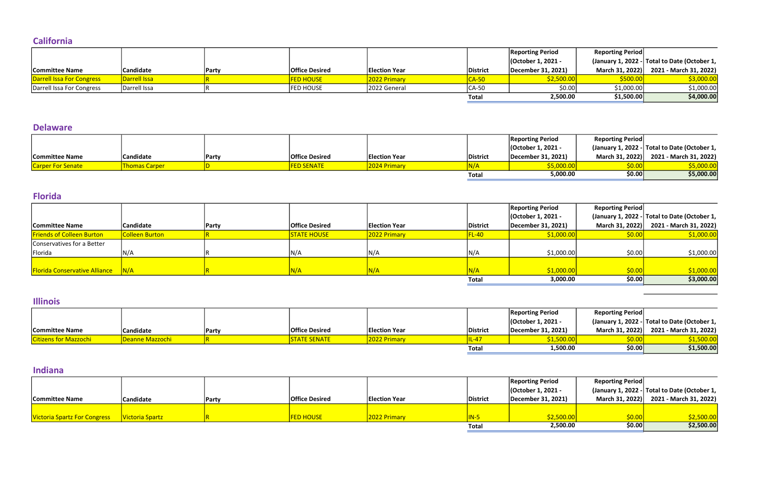## California

| Committee Name | Candidate | Party | Office Desired | Election Year | District | Reporting Period (October 1, 2021 - December 31, 2021) | Reporting Period (January 1, 2022 - March 31, 2022) | Total to Date (October 1, 2021 - March 31, 2022) |
|---|---|---|---|---|---|---|---|---|
| Darrell Issa For Congress | Darrell Issa | R | FED HOUSE | 2022 Primary | CA-50 | $2,500.00 | $500.00 | $3,000.00 |
| Darrell Issa For Congress | Darrell Issa | R | FED HOUSE | 2022 General | CA-50 | $0.00 | $1,000.00 | $1,000.00 |
| | | | | | Total | 2,500.00 | $1,500.00 | $4,000.00 |

## Delaware

| Committee Name | Candidate | Party | Office Desired | Election Year | District | Reporting Period (October 1, 2021 - December 31, 2021) | Reporting Period (January 1, 2022 - March 31, 2022) | Total to Date (October 1, 2021 - March 31, 2022) |
|---|---|---|---|---|---|---|---|---|
| Carper For Senate | Thomas Carper | D | FED SENATE | 2024 Primary | N/A | $5,000.00 | $0.00 | $5,000.00 |
| | | | | | Total | 5,000.00 | $0.00 | $5,000.00 |

## Florida

| Committee Name | Candidate | Party | Office Desired | Election Year | District | Reporting Period (October 1, 2021 - December 31, 2021) | Reporting Period (January 1, 2022 - March 31, 2022) | Total to Date (October 1, 2021 - March 31, 2022) |
|---|---|---|---|---|---|---|---|---|
| Friends of Colleen Burton | Colleen Burton | R | STATE HOUSE | 2022 Primary | FL-40 | $1,000.00 | $0.00 | $1,000.00 |
| Conservatives for a Better Florida | N/A | R | N/A | N/A | N/A | $1,000.00 | $0.00 | $1,000.00 |
| Florida Conservative Alliance | N/A | R | N/A | N/A | N/A | $1,000.00 | $0.00 | $1,000.00 |
| | | | | | Total | 3,000.00 | $0.00 | $3,000.00 |

## Illinois

| Committee Name | Candidate | Party | Office Desired | Election Year | District | Reporting Period (October 1, 2021 - December 31, 2021) | Reporting Period (January 1, 2022 - March 31, 2022) | Total to Date (October 1, 2021 - March 31, 2022) |
|---|---|---|---|---|---|---|---|---|
| Citizens for Mazzochi | Deanne Mazzochi | R | STATE SENATE | 2022 Primary | IL-47 | $1,500.00 | $0.00 | $1,500.00 |
| | | | | | Total | 1,500.00 | $0.00 | $1,500.00 |

## Indiana

| Committee Name | Candidate | Party | Office Desired | Election Year | District | Reporting Period (October 1, 2021 - December 31, 2021) | Reporting Period (January 1, 2022 - March 31, 2022) | Total to Date (October 1, 2021 - March 31, 2022) |
|---|---|---|---|---|---|---|---|---|
| Victoria Spartz For Congress | Victoria Spartz | R | FED HOUSE | 2022 Primary | IN-5 | $2,500.00 | $0.00 | $2,500.00 |
| | | | | | Total | 2,500.00 | $0.00 | $2,500.00 |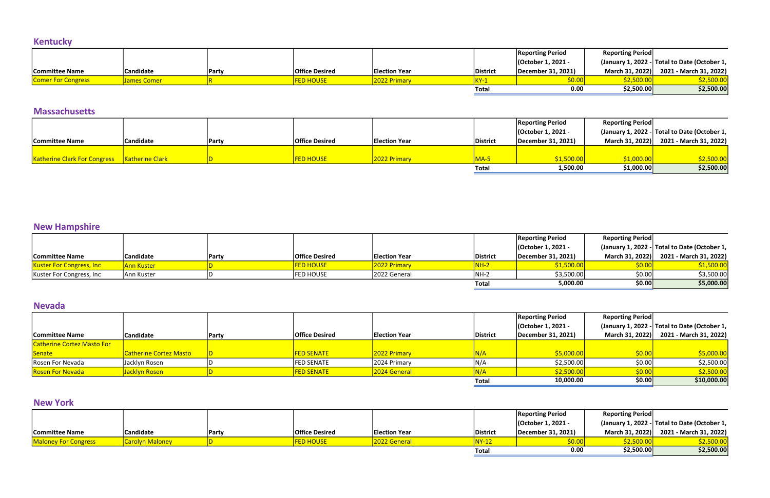## Kentucky

| Committee Name | Candidate | Party | Office Desired | Election Year | District | Reporting Period (October 1, 2021 - December 31, 2021) | Reporting Period (January 1, 2022 - March 31, 2022) | Total to Date (October 1, 2021 - March 31, 2022) |
|---|---|---|---|---|---|---|---|---|
| Comer For Congress | James Comer | R | FED HOUSE | 2022 Primary | KY-1 | $0.00 | $2,500.00 | $2,500.00 |
| | | | | | Total | 0.00 | $2,500.00 | $2,500.00 |

## Massachusetts

| Committee Name | Candidate | Party | Office Desired | Election Year | District | Reporting Period (October 1, 2021 - December 31, 2021) | Reporting Period (January 1, 2022 - March 31, 2022) | Total to Date (October 1, 2021 - March 31, 2022) |
|---|---|---|---|---|---|---|---|---|
| Katherine Clark For Congress | Katherine Clark | D | FED HOUSE | 2022 Primary | MA-5 | $1,500.00 | $1,000.00 | $2,500.00 |
| | | | | | Total | 1,500.00 | $1,000.00 | $2,500.00 |

## New Hampshire

| Committee Name | Candidate | Party | Office Desired | Election Year | District | Reporting Period (October 1, 2021 - December 31, 2021) | Reporting Period (January 1, 2022 - March 31, 2022) | Total to Date (October 1, 2021 - March 31, 2022) |
|---|---|---|---|---|---|---|---|---|
| Kuster For Congress, Inc | Ann Kuster | D | FED HOUSE | 2022 Primary | NH-2 | $1,500.00 | $0.00 | $1,500.00 |
| Kuster For Congress, Inc | Ann Kuster | D | FED HOUSE | 2022 General | NH-2 | $3,500.00 | $0.00 | $3,500.00 |
| | | | | | Total | 5,000.00 | $0.00 | $5,000.00 |

## Nevada

| Committee Name | Candidate | Party | Office Desired | Election Year | District | Reporting Period (October 1, 2021 - December 31, 2021) | Reporting Period (January 1, 2022 - March 31, 2022) | Total to Date (October 1, 2021 - March 31, 2022) |
|---|---|---|---|---|---|---|---|---|
| Catherine Cortez Masto For Senate | Catherine Cortez Masto | D | FED SENATE | 2022 Primary | N/A | $5,000.00 | $0.00 | $5,000.00 |
| Rosen For Nevada | Jacklyn Rosen | D | FED SENATE | 2024 Primary | N/A | $2,500.00 | $0.00 | $2,500.00 |
| Rosen For Nevada | Jacklyn Rosen | D | FED SENATE | 2024 General | N/A | $2,500.00 | $0.00 | $2,500.00 |
| | | | | | Total | 10,000.00 | $0.00 | $10,000.00 |

## New York

| Committee Name | Candidate | Party | Office Desired | Election Year | District | Reporting Period (October 1, 2021 - December 31, 2021) | Reporting Period (January 1, 2022 - March 31, 2022) | Total to Date (October 1, 2021 - March 31, 2022) |
|---|---|---|---|---|---|---|---|---|
| Maloney For Congress | Carolyn Maloney | D | FED HOUSE | 2022 General | NY-12 | $0.00 | $2,500.00 | $2,500.00 |
| | | | | | Total | 0.00 | $2,500.00 | $2,500.00 |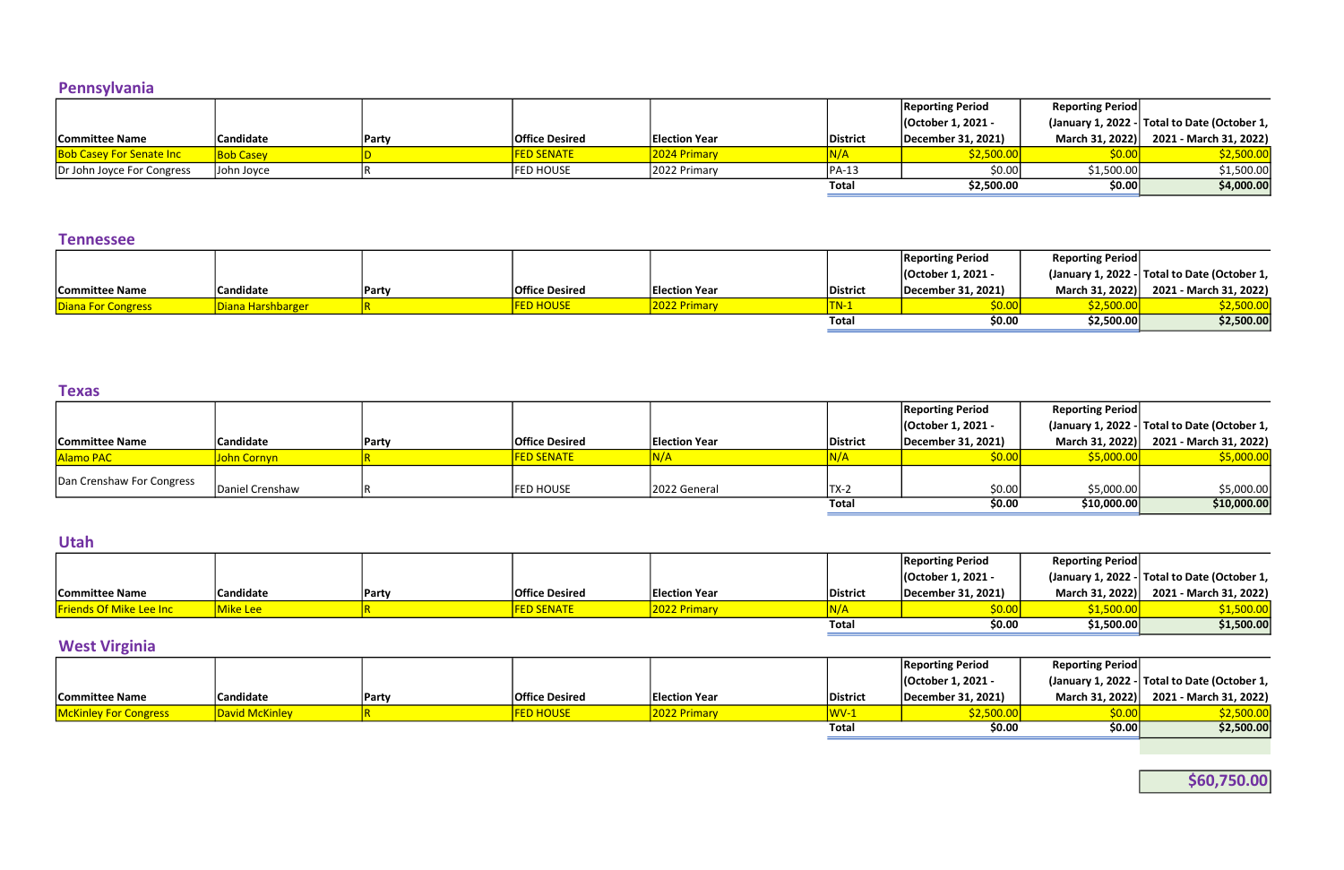## Pennsylvania

| Committee Name | Candidate | Party | Office Desired | Election Year | District | Reporting Period (October 1, 2021 - December 31, 2021) | Reporting Period (January 1, 2022 - March 31, 2022) | Total to Date (October 1, 2021 - March 31, 2022) |
|---|---|---|---|---|---|---|---|---|
| Bob Casey For Senate Inc | Bob Casey | D | FED SENATE | 2024 Primary | N/A | $2,500.00 | $0.00 | $2,500.00 |
| Dr John Joyce For Congress | John Joyce | R | FED HOUSE | 2022 Primary | PA-13 | $0.00 | $1,500.00 | $1,500.00 |
| | | | | | Total | $2,500.00 | $0.00 | $4,000.00 |

## Tennessee

| Committee Name | Candidate | Party | Office Desired | Election Year | District | Reporting Period (October 1, 2021 - December 31, 2021) | Reporting Period (January 1, 2022 - March 31, 2022) | Total to Date (October 1, 2021 - March 31, 2022) |
|---|---|---|---|---|---|---|---|---|
| Diana For Congress | Diana Harshbarger | R | FED HOUSE | 2022 Primary | TN-1 | $0.00 | $2,500.00 | $2,500.00 |
| | | | | | Total | $0.00 | $2,500.00 | $2,500.00 |

## Texas

| Committee Name | Candidate | Party | Office Desired | Election Year | District | Reporting Period (October 1, 2021 - December 31, 2021) | Reporting Period (January 1, 2022 - March 31, 2022) | Total to Date (October 1, 2021 - March 31, 2022) |
|---|---|---|---|---|---|---|---|---|
| Alamo PAC | John Cornyn | R | FED SENATE | N/A | N/A | $0.00 | $5,000.00 | $5,000.00 |
| Dan Crenshaw For Congress | Daniel Crenshaw | R | FED HOUSE | 2022 General | TX-2 | $0.00 | $5,000.00 | $5,000.00 |
| | | | | | Total | $0.00 | $10,000.00 | $10,000.00 |

## Utah

| Committee Name | Candidate | Party | Office Desired | Election Year | District | Reporting Period (October 1, 2021 - December 31, 2021) | Reporting Period (January 1, 2022 - March 31, 2022) | Total to Date (October 1, 2021 - March 31, 2022) |
|---|---|---|---|---|---|---|---|---|
| Friends Of Mike Lee Inc | Mike Lee | R | FED SENATE | 2022 Primary | N/A | $0.00 | $1,500.00 | $1,500.00 |
| | | | | | Total | $0.00 | $1,500.00 | $1,500.00 |

## West Virginia

| Committee Name | Candidate | Party | Office Desired | Election Year | District | Reporting Period (October 1, 2021 - December 31, 2021) | Reporting Period (January 1, 2022 - March 31, 2022) | Total to Date (October 1, 2021 - March 31, 2022) |
|---|---|---|---|---|---|---|---|---|
| McKinley For Congress | David McKinley | R | FED HOUSE | 2022 Primary | WV-1 | $2,500.00 | $0.00 | $2,500.00 |
| | | | | | Total | $0.00 | $0.00 | $2,500.00 |

**$60,750.00**